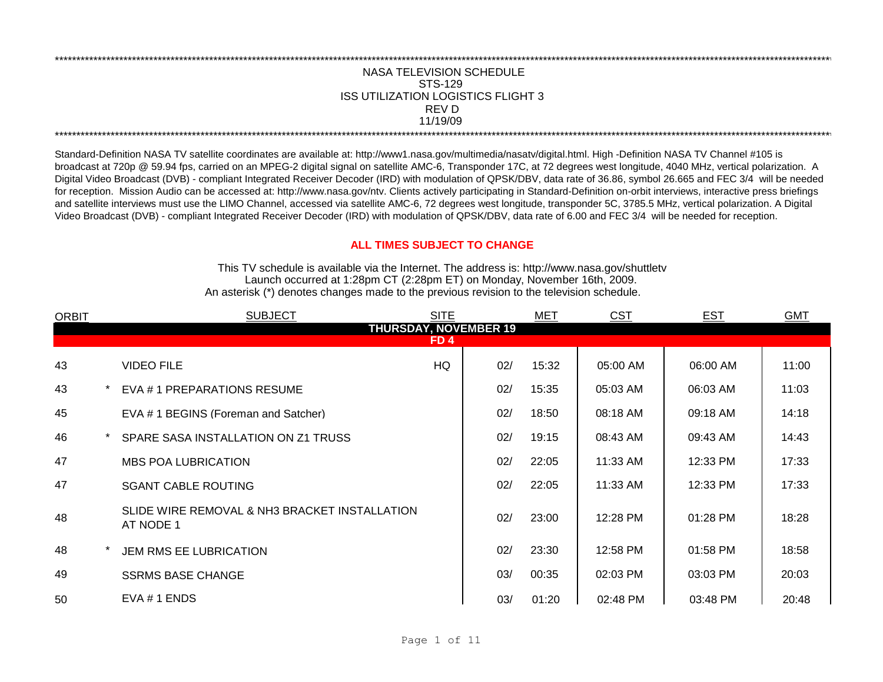# NASA TELEVISION SCHEDULE
## STS-129
## ISS UTILIZATION LOGISTICS FLIGHT 3
## REV D
## 11/19/09

Standard-Definition NASA TV satellite coordinates are available at: http://www1.nasa.gov/multimedia/nasatv/digital.html. High -Definition NASA TV Channel #105 is broadcast at 720p @ 59.94 fps, carried on an MPEG-2 digital signal on satellite AMC-6, Transponder 17C, at 72 degrees west longitude, 4040 MHz, vertical polarization. A Digital Video Broadcast (DVB) - compliant Integrated Receiver Decoder (IRD) with modulation of QPSK/DBV, data rate of 36.86, symbol 26.665 and FEC 3/4 will be needed for reception. Mission Audio can be accessed at: http://www.nasa.gov/ntv. Clients actively participating in Standard-Definition on-orbit interviews, interactive press briefings and satellite interviews must use the LIMO Channel, accessed via satellite AMC-6, 72 degrees west longitude, transponder 5C, 3785.5 MHz, vertical polarization. A Digital Video Broadcast (DVB) - compliant Integrated Receiver Decoder (IRD) with modulation of QPSK/DBV, data rate of 6.00 and FEC 3/4 will be needed for reception.

**ALL TIMES SUBJECT TO CHANGE**

This TV schedule is available via the Internet. The address is: http://www.nasa.gov/shuttletv
Launch occurred at 1:28pm CT (2:28pm ET) on Monday, November 16th, 2009.
An asterisk (*) denotes changes made to the previous revision to the television schedule.

| ORBIT | | SUBJECT | SITE | MET | | CST | EST | GMT |
|---|---|---|---|---|---|---|---|---|
| **THURSDAY, NOVEMBER 19** | | | | | | | | |
| **FD 4** | | | | | | | | |
| 43 | | VIDEO FILE | HQ | 02/ | 15:32 | 05:00 AM | 06:00 AM | 11:00 |
| 43 | * | EVA # 1 PREPARATIONS RESUME | | 02/ | 15:35 | 05:03 AM | 06:03 AM | 11:03 |
| 45 | | EVA # 1 BEGINS (Foreman and Satcher) | | 02/ | 18:50 | 08:18 AM | 09:18 AM | 14:18 |
| 46 | * | SPARE SASA INSTALLATION ON Z1 TRUSS | | 02/ | 19:15 | 08:43 AM | 09:43 AM | 14:43 |
| 47 | | MBS POA LUBRICATION | | 02/ | 22:05 | 11:33 AM | 12:33 PM | 17:33 |
| 47 | | SGANT CABLE ROUTING | | 02/ | 22:05 | 11:33 AM | 12:33 PM | 17:33 |
| 48 | | SLIDE WIRE REMOVAL & NH3 BRACKET INSTALLATION AT NODE 1 | | 02/ | 23:00 | 12:28 PM | 01:28 PM | 18:28 |
| 48 | * | JEM RMS EE LUBRICATION | | 02/ | 23:30 | 12:58 PM | 01:58 PM | 18:58 |
| 49 | | SSRMS BASE CHANGE | | 03/ | 00:35 | 02:03 PM | 03:03 PM | 20:03 |
| 50 | | EVA # 1 ENDS | | 03/ | 01:20 | 02:48 PM | 03:48 PM | 20:48 |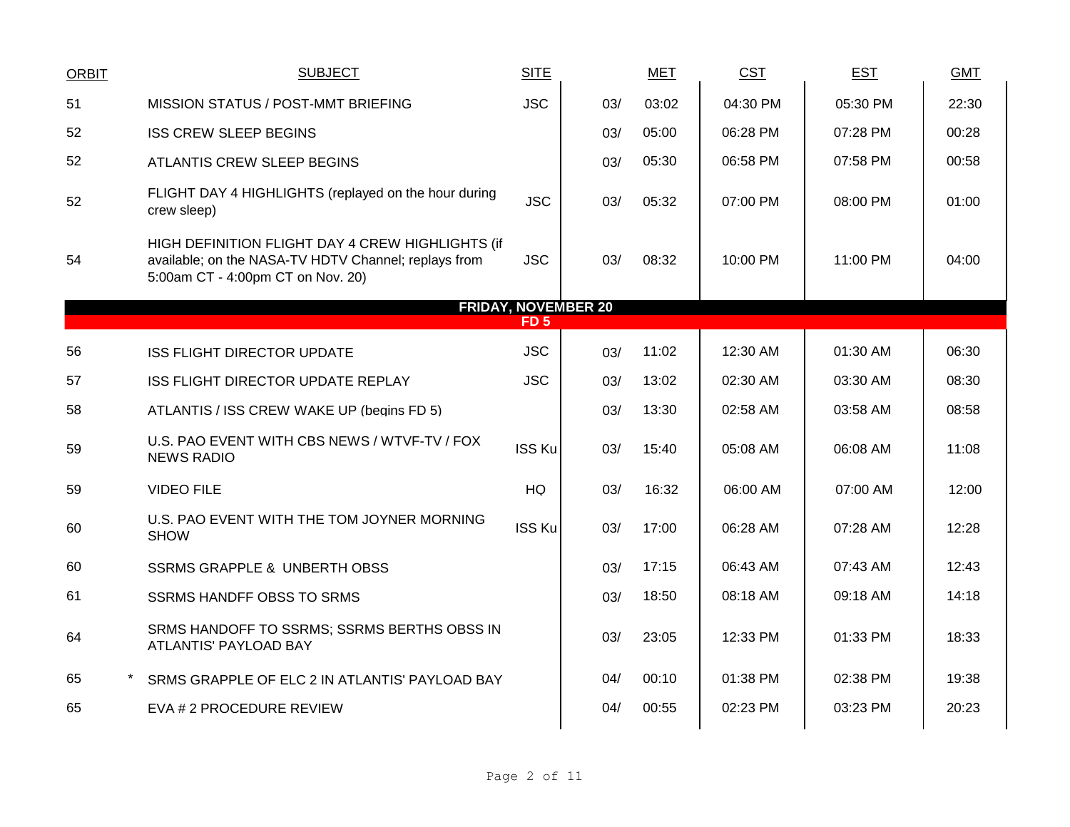| ORBIT | SUBJECT | SITE | MET | | CST | EST | GMT |
|---|---|---|---|---|---|---|---|
| 51 | MISSION STATUS / POST-MMT BRIEFING | JSC | 03/ | 03:02 | 04:30 PM | 05:30 PM | 22:30 |
| 52 | ISS CREW SLEEP BEGINS | | 03/ | 05:00 | 06:28 PM | 07:28 PM | 00:28 |
| 52 | ATLANTIS CREW SLEEP BEGINS | | 03/ | 05:30 | 06:58 PM | 07:58 PM | 00:58 |
| 52 | FLIGHT DAY 4 HIGHLIGHTS (replayed on the hour during crew sleep) | JSC | 03/ | 05:32 | 07:00 PM | 08:00 PM | 01:00 |
| 54 | HIGH DEFINITION FLIGHT DAY 4 CREW HIGHLIGHTS (if available; on the NASA-TV HDTV Channel; replays from 5:00am CT - 4:00pm CT on Nov. 20) | JSC | 03/ | 08:32 | 10:00 PM | 11:00 PM | 04:00 |
| | **FRIDAY, NOVEMBER 20** | | | | | | |
| | **FD 5** | | | | | | |
| 56 | ISS FLIGHT DIRECTOR UPDATE | JSC | 03/ | 11:02 | 12:30 AM | 01:30 AM | 06:30 |
| 57 | ISS FLIGHT DIRECTOR UPDATE REPLAY | JSC | 03/ | 13:02 | 02:30 AM | 03:30 AM | 08:30 |
| 58 | ATLANTIS / ISS CREW WAKE UP (begins FD 5) | | 03/ | 13:30 | 02:58 AM | 03:58 AM | 08:58 |
| 59 | U.S. PAO EVENT WITH CBS NEWS / WTVF-TV / FOX NEWS RADIO | ISS Ku | 03/ | 15:40 | 05:08 AM | 06:08 AM | 11:08 |
| 59 | VIDEO FILE | HQ | 03/ | 16:32 | 06:00 AM | 07:00 AM | 12:00 |
| 60 | U.S. PAO EVENT WITH THE TOM JOYNER MORNING SHOW | ISS Ku | 03/ | 17:00 | 06:28 AM | 07:28 AM | 12:28 |
| 60 | SSRMS GRAPPLE & UNBERTH OBSS | | 03/ | 17:15 | 06:43 AM | 07:43 AM | 12:43 |
| 61 | SSRMS HANDFF OBSS TO SRMS | | 03/ | 18:50 | 08:18 AM | 09:18 AM | 14:18 |
| 64 | SRMS HANDOFF TO SSRMS; SSRMS BERTHS OBSS IN ATLANTIS' PAYLOAD BAY | | 03/ | 23:05 | 12:33 PM | 01:33 PM | 18:33 |
| 65 | * SRMS GRAPPLE OF ELC 2 IN ATLANTIS' PAYLOAD BAY | | 04/ | 00:10 | 01:38 PM | 02:38 PM | 19:38 |
| 65 | EVA # 2 PROCEDURE REVIEW | | 04/ | 00:55 | 02:23 PM | 03:23 PM | 20:23 |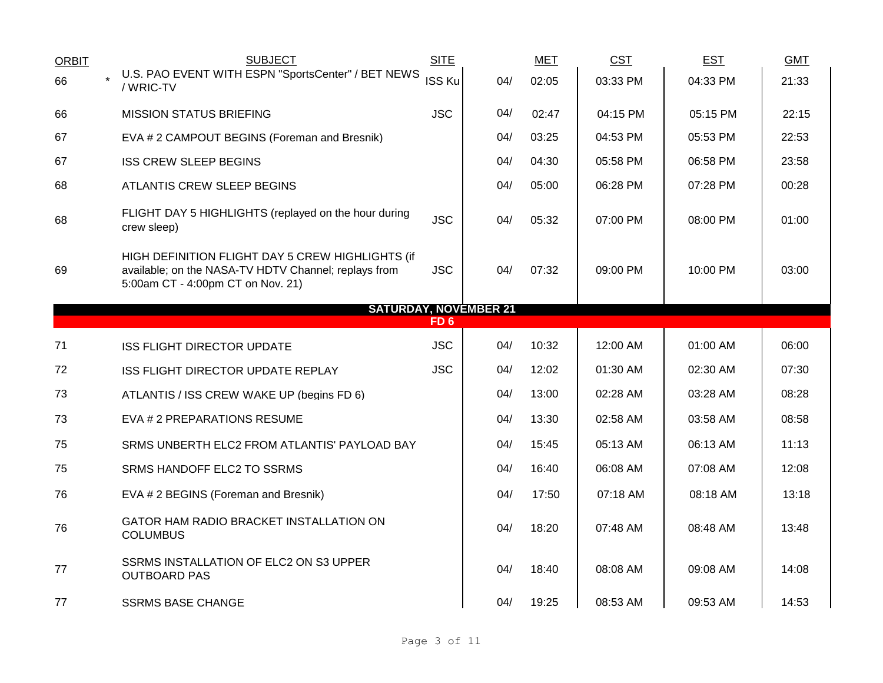| ORBIT | | SUBJECT | SITE | | MET | CST | EST | GMT |
|---|---|---|---|---|---|---|---|---|
| 66 | * | U.S. PAO EVENT WITH ESPN "SportsCenter" / BET NEWS / WRIC-TV | ISS Ku | 04/ | 02:05 | 03:33 PM | 04:33 PM | 21:33 |
| 66 | | MISSION STATUS BRIEFING | JSC | 04/ | 02:47 | 04:15 PM | 05:15 PM | 22:15 |
| 67 | | EVA # 2 CAMPOUT BEGINS (Foreman and Bresnik) | | 04/ | 03:25 | 04:53 PM | 05:53 PM | 22:53 |
| 67 | | ISS CREW SLEEP BEGINS | | 04/ | 04:30 | 05:58 PM | 06:58 PM | 23:58 |
| 68 | | ATLANTIS CREW SLEEP BEGINS | | 04/ | 05:00 | 06:28 PM | 07:28 PM | 00:28 |
| 68 | | FLIGHT DAY 5 HIGHLIGHTS (replayed on the hour during crew sleep) | JSC | 04/ | 05:32 | 07:00 PM | 08:00 PM | 01:00 |
| 69 | | HIGH DEFINITION FLIGHT DAY 5 CREW HIGHLIGHTS (if available; on the NASA-TV HDTV Channel; replays from 5:00am CT - 4:00pm CT on Nov. 21) | JSC | 04/ | 07:32 | 09:00 PM | 10:00 PM | 03:00 |
| | | **SATURDAY, NOVEMBER 21** | | | | | | |
| | | **FD 6** | | | | | | |
| 71 | | ISS FLIGHT DIRECTOR UPDATE | JSC | 04/ | 10:32 | 12:00 AM | 01:00 AM | 06:00 |
| 72 | | ISS FLIGHT DIRECTOR UPDATE REPLAY | JSC | 04/ | 12:02 | 01:30 AM | 02:30 AM | 07:30 |
| 73 | | ATLANTIS / ISS CREW WAKE UP (begins FD 6) | | 04/ | 13:00 | 02:28 AM | 03:28 AM | 08:28 |
| 73 | | EVA # 2 PREPARATIONS RESUME | | 04/ | 13:30 | 02:58 AM | 03:58 AM | 08:58 |
| 75 | | SRMS UNBERTH ELC2 FROM ATLANTIS' PAYLOAD BAY | | 04/ | 15:45 | 05:13 AM | 06:13 AM | 11:13 |
| 75 | | SRMS HANDOFF ELC2 TO SSRMS | | 04/ | 16:40 | 06:08 AM | 07:08 AM | 12:08 |
| 76 | | EVA # 2 BEGINS (Foreman and Bresnik) | | 04/ | 17:50 | 07:18 AM | 08:18 AM | 13:18 |
| 76 | | GATOR HAM RADIO BRACKET INSTALLATION ON COLUMBUS | | 04/ | 18:20 | 07:48 AM | 08:48 AM | 13:48 |
| 77 | | SSRMS INSTALLATION OF ELC2 ON S3 UPPER OUTBOARD PAS | | 04/ | 18:40 | 08:08 AM | 09:08 AM | 14:08 |
| 77 | | SSRMS BASE CHANGE | | 04/ | 19:25 | 08:53 AM | 09:53 AM | 14:53 |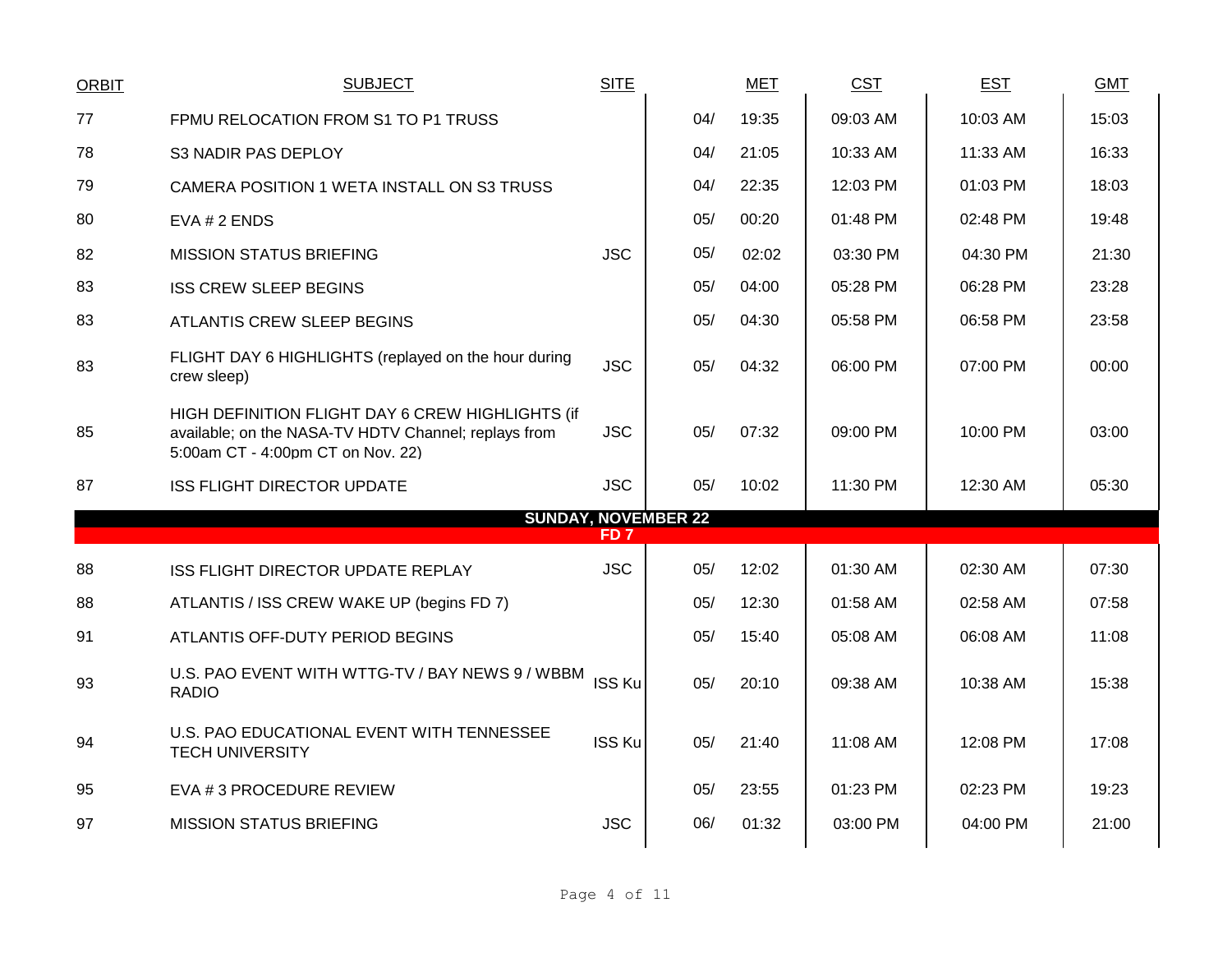| ORBIT | SUBJECT | SITE | | MET | CST | EST | GMT |
|---|---|---|---|---|---|---|---|
| 77 | FPMU RELOCATION FROM S1 TO P1 TRUSS | | 04/ | 19:35 | 09:03 AM | 10:03 AM | 15:03 |
| 78 | S3 NADIR PAS DEPLOY | | 04/ | 21:05 | 10:33 AM | 11:33 AM | 16:33 |
| 79 | CAMERA POSITION 1 WETA INSTALL ON S3 TRUSS | | 04/ | 22:35 | 12:03 PM | 01:03 PM | 18:03 |
| 80 | EVA # 2 ENDS | | 05/ | 00:20 | 01:48 PM | 02:48 PM | 19:48 |
| 82 | MISSION STATUS BRIEFING | JSC | 05/ | 02:02 | 03:30 PM | 04:30 PM | 21:30 |
| 83 | ISS CREW SLEEP BEGINS | | 05/ | 04:00 | 05:28 PM | 06:28 PM | 23:28 |
| 83 | ATLANTIS CREW SLEEP BEGINS | | 05/ | 04:30 | 05:58 PM | 06:58 PM | 23:58 |
| 83 | FLIGHT DAY 6 HIGHLIGHTS (replayed on the hour during crew sleep) | JSC | 05/ | 04:32 | 06:00 PM | 07:00 PM | 00:00 |
| 85 | HIGH DEFINITION FLIGHT DAY 6 CREW HIGHLIGHTS (if available; on the NASA-TV HDTV Channel; replays from 5:00am CT - 4:00pm CT on Nov. 22) | JSC | 05/ | 07:32 | 09:00 PM | 10:00 PM | 03:00 |
| 87 | ISS FLIGHT DIRECTOR UPDATE | JSC | 05/ | 10:02 | 11:30 PM | 12:30 AM | 05:30 |
| | **SUNDAY, NOVEMBER 22** | | | | | | |
| | **FD 7** | | | | | | |
| 88 | ISS FLIGHT DIRECTOR UPDATE REPLAY | JSC | 05/ | 12:02 | 01:30 AM | 02:30 AM | 07:30 |
| 88 | ATLANTIS / ISS CREW WAKE UP (begins FD 7) | | 05/ | 12:30 | 01:58 AM | 02:58 AM | 07:58 |
| 91 | ATLANTIS OFF-DUTY PERIOD BEGINS | | 05/ | 15:40 | 05:08 AM | 06:08 AM | 11:08 |
| 93 | U.S. PAO EVENT WITH WTTG-TV / BAY NEWS 9 / WBBM RADIO | ISS Ku | 05/ | 20:10 | 09:38 AM | 10:38 AM | 15:38 |
| 94 | U.S. PAO EDUCATIONAL EVENT WITH TENNESSEE TECH UNIVERSITY | ISS Ku | 05/ | 21:40 | 11:08 AM | 12:08 PM | 17:08 |
| 95 | EVA # 3 PROCEDURE REVIEW | | 05/ | 23:55 | 01:23 PM | 02:23 PM | 19:23 |
| 97 | MISSION STATUS BRIEFING | JSC | 06/ | 01:32 | 03:00 PM | 04:00 PM | 21:00 |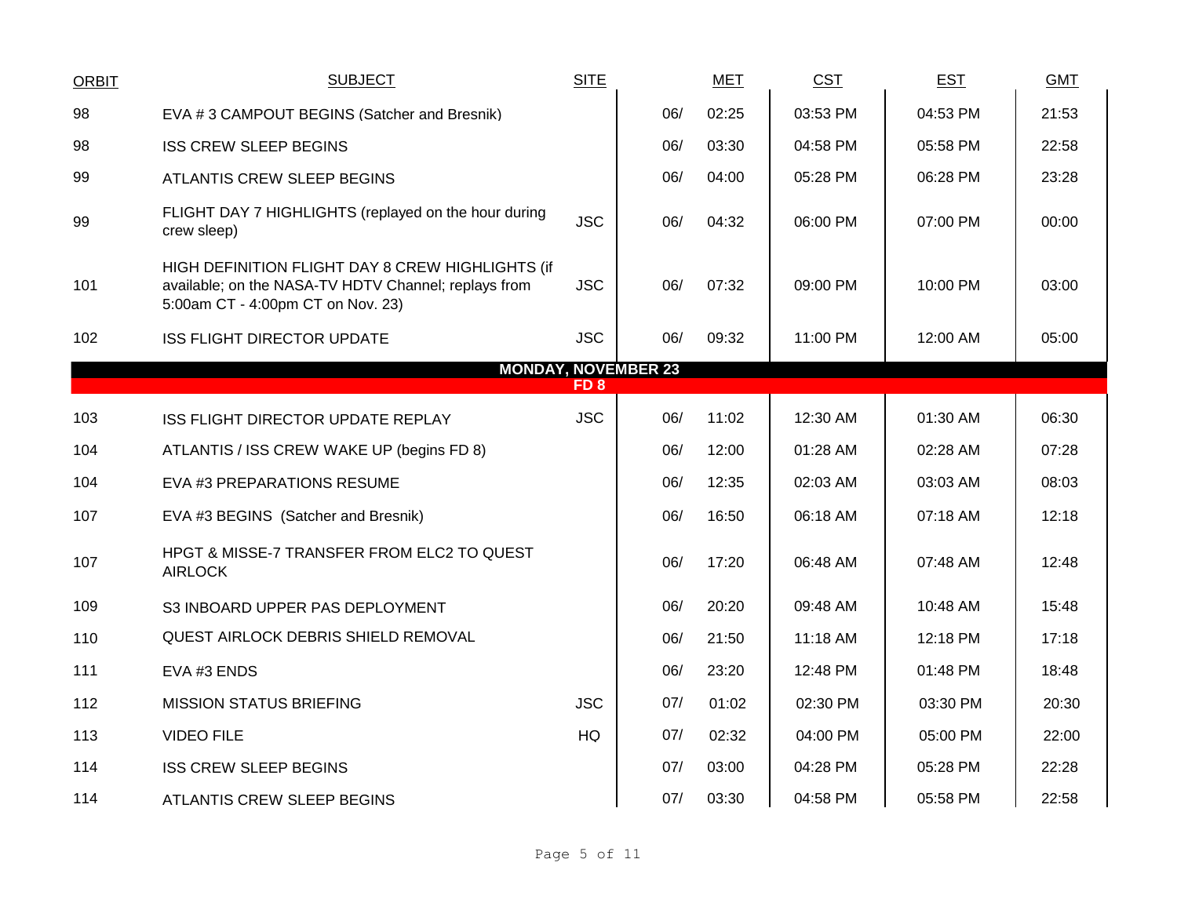| ORBIT | SUBJECT | SITE | | MET | CST | EST | GMT |
|---|---|---|---|---|---|---|---|
| 98 | EVA # 3 CAMPOUT BEGINS (Satcher and Bresnik) | | 06/ | 02:25 | 03:53 PM | 04:53 PM | 21:53 |
| 98 | ISS CREW SLEEP BEGINS | | 06/ | 03:30 | 04:58 PM | 05:58 PM | 22:58 |
| 99 | ATLANTIS CREW SLEEP BEGINS | | 06/ | 04:00 | 05:28 PM | 06:28 PM | 23:28 |
| 99 | FLIGHT DAY 7 HIGHLIGHTS (replayed on the hour during crew sleep) | JSC | 06/ | 04:32 | 06:00 PM | 07:00 PM | 00:00 |
| 101 | HIGH DEFINITION FLIGHT DAY 8 CREW HIGHLIGHTS (if available; on the NASA-TV HDTV Channel; replays from 5:00am CT - 4:00pm CT on Nov. 23) | JSC | 06/ | 07:32 | 09:00 PM | 10:00 PM | 03:00 |
| 102 | ISS FLIGHT DIRECTOR UPDATE | JSC | 06/ | 09:32 | 11:00 PM | 12:00 AM | 05:00 |
| | **MONDAY, NOVEMBER 23** | | | | | | |
| | **FD 8** | | | | | | |
| 103 | ISS FLIGHT DIRECTOR UPDATE REPLAY | JSC | 06/ | 11:02 | 12:30 AM | 01:30 AM | 06:30 |
| 104 | ATLANTIS / ISS CREW WAKE UP (begins FD 8) | | 06/ | 12:00 | 01:28 AM | 02:28 AM | 07:28 |
| 104 | EVA #3 PREPARATIONS RESUME | | 06/ | 12:35 | 02:03 AM | 03:03 AM | 08:03 |
| 107 | EVA #3 BEGINS (Satcher and Bresnik) | | 06/ | 16:50 | 06:18 AM | 07:18 AM | 12:18 |
| 107 | HPGT & MISSE-7 TRANSFER FROM ELC2 TO QUEST AIRLOCK | | 06/ | 17:20 | 06:48 AM | 07:48 AM | 12:48 |
| 109 | S3 INBOARD UPPER PAS DEPLOYMENT | | 06/ | 20:20 | 09:48 AM | 10:48 AM | 15:48 |
| 110 | QUEST AIRLOCK DEBRIS SHIELD REMOVAL | | 06/ | 21:50 | 11:18 AM | 12:18 PM | 17:18 |
| 111 | EVA #3 ENDS | | 06/ | 23:20 | 12:48 PM | 01:48 PM | 18:48 |
| 112 | MISSION STATUS BRIEFING | JSC | 07/ | 01:02 | 02:30 PM | 03:30 PM | 20:30 |
| 113 | VIDEO FILE | HQ | 07/ | 02:32 | 04:00 PM | 05:00 PM | 22:00 |
| 114 | ISS CREW SLEEP BEGINS | | 07/ | 03:00 | 04:28 PM | 05:28 PM | 22:28 |
| 114 | ATLANTIS CREW SLEEP BEGINS | | 07/ | 03:30 | 04:58 PM | 05:58 PM | 22:58 |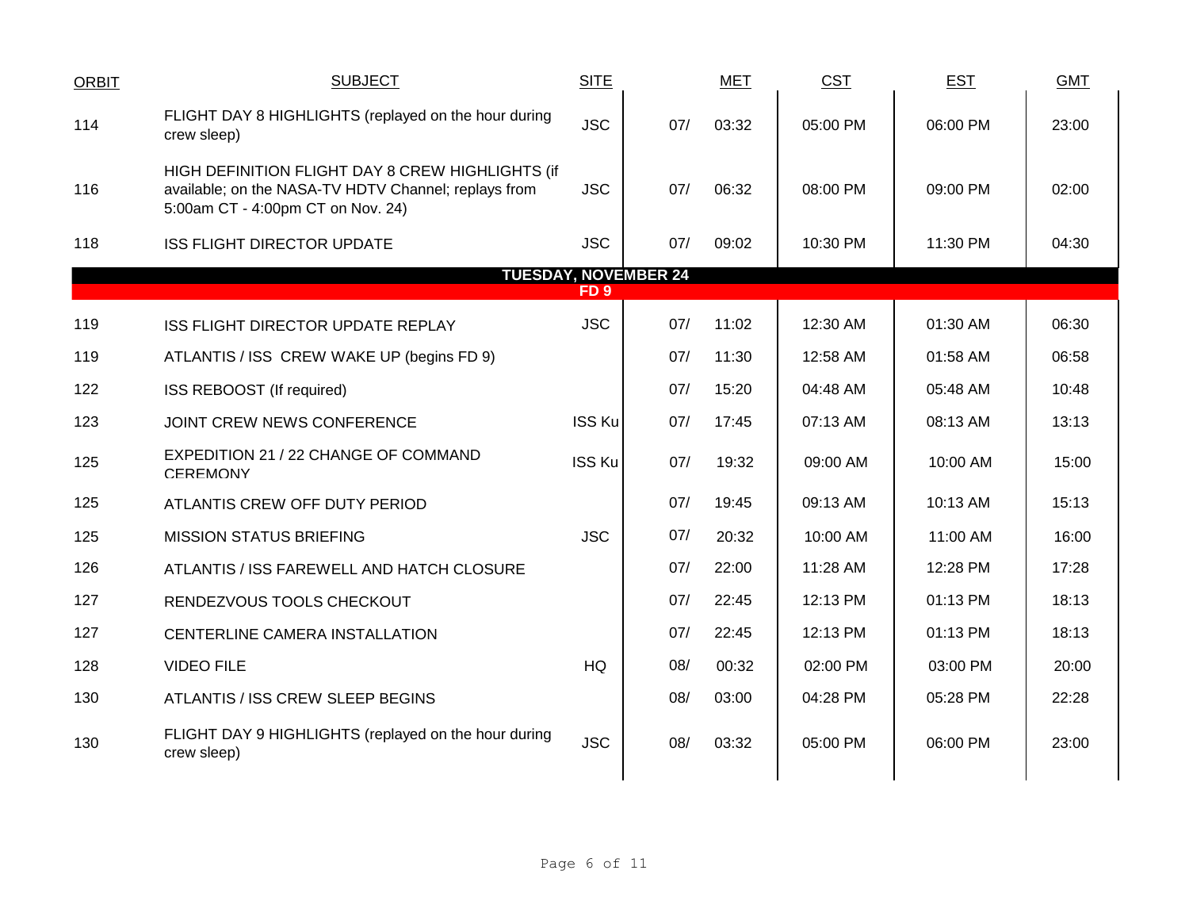| ORBIT | SUBJECT | SITE | MET | | CST | EST | GMT |
|---|---|---|---|---|---|---|---|
| 114 | FLIGHT DAY 8 HIGHLIGHTS (replayed on the hour during crew sleep) | JSC | 07/ | 03:32 | 05:00 PM | 06:00 PM | 23:00 |
| 116 | HIGH DEFINITION FLIGHT DAY 8 CREW HIGHLIGHTS (if available; on the NASA-TV HDTV Channel; replays from 5:00am CT - 4:00pm CT on Nov. 24) | JSC | 07/ | 06:32 | 08:00 PM | 09:00 PM | 02:00 |
| 118 | ISS FLIGHT DIRECTOR UPDATE | JSC | 07/ | 09:02 | 10:30 PM | 11:30 PM | 04:30 |
| | **TUESDAY, NOVEMBER 24** | | | | | | |
| | **FD 9** | | | | | | |
| 119 | ISS FLIGHT DIRECTOR UPDATE REPLAY | JSC | 07/ | 11:02 | 12:30 AM | 01:30 AM | 06:30 |
| 119 | ATLANTIS / ISS CREW WAKE UP (begins FD 9) | | 07/ | 11:30 | 12:58 AM | 01:58 AM | 06:58 |
| 122 | ISS REBOOST (If required) | | 07/ | 15:20 | 04:48 AM | 05:48 AM | 10:48 |
| 123 | JOINT CREW NEWS CONFERENCE | ISS Ku | 07/ | 17:45 | 07:13 AM | 08:13 AM | 13:13 |
| 125 | EXPEDITION 21 / 22 CHANGE OF COMMAND CEREMONY | ISS Ku | 07/ | 19:32 | 09:00 AM | 10:00 AM | 15:00 |
| 125 | ATLANTIS CREW OFF DUTY PERIOD | | 07/ | 19:45 | 09:13 AM | 10:13 AM | 15:13 |
| 125 | MISSION STATUS BRIEFING | JSC | 07/ | 20:32 | 10:00 AM | 11:00 AM | 16:00 |
| 126 | ATLANTIS / ISS FAREWELL AND HATCH CLOSURE | | 07/ | 22:00 | 11:28 AM | 12:28 PM | 17:28 |
| 127 | RENDEZVOUS TOOLS CHECKOUT | | 07/ | 22:45 | 12:13 PM | 01:13 PM | 18:13 |
| 127 | CENTERLINE CAMERA INSTALLATION | | 07/ | 22:45 | 12:13 PM | 01:13 PM | 18:13 |
| 128 | VIDEO FILE | HQ | 08/ | 00:32 | 02:00 PM | 03:00 PM | 20:00 |
| 130 | ATLANTIS / ISS CREW SLEEP BEGINS | | 08/ | 03:00 | 04:28 PM | 05:28 PM | 22:28 |
| 130 | FLIGHT DAY 9 HIGHLIGHTS (replayed on the hour during crew sleep) | JSC | 08/ | 03:32 | 05:00 PM | 06:00 PM | 23:00 |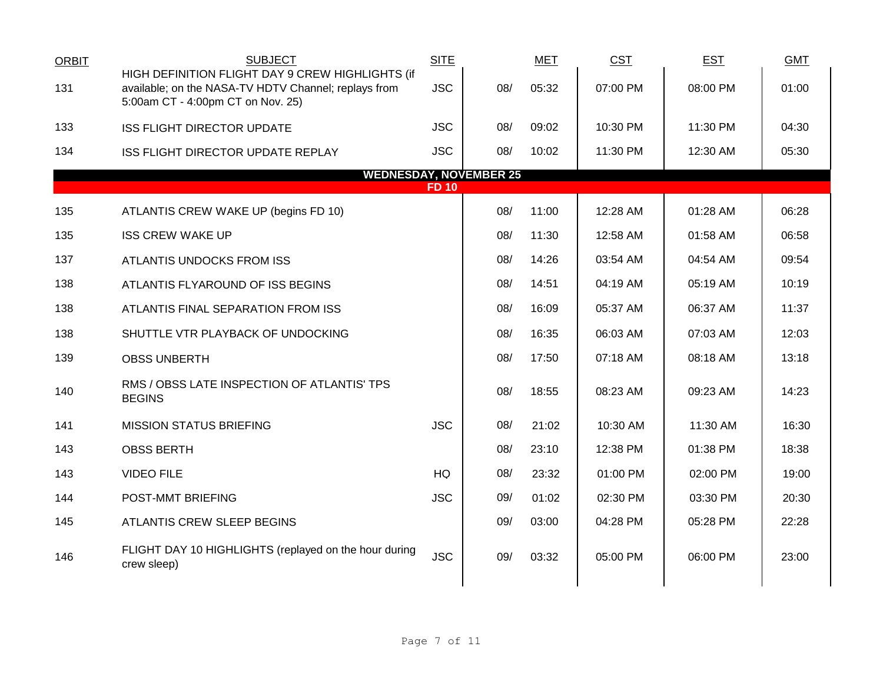| ORBIT | SUBJECT | SITE | MET | | CST | EST | GMT |
|---|---|---|---|---|---|---|---|
| 131 | HIGH DEFINITION FLIGHT DAY 9 CREW HIGHLIGHTS (if available; on the NASA-TV HDTV Channel; replays from 5:00am CT - 4:00pm CT on Nov. 25) | JSC | 08/ | 05:32 | 07:00 PM | 08:00 PM | 01:00 |
| 133 | ISS FLIGHT DIRECTOR UPDATE | JSC | 08/ | 09:02 | 10:30 PM | 11:30 PM | 04:30 |
| 134 | ISS FLIGHT DIRECTOR UPDATE REPLAY | JSC | 08/ | 10:02 | 11:30 PM | 12:30 AM | 05:30 |
| | **WEDNESDAY, NOVEMBER 25** | | | | | | |
| | **FD 10** | | | | | | |
| 135 | ATLANTIS CREW WAKE UP (begins FD 10) | | 08/ | 11:00 | 12:28 AM | 01:28 AM | 06:28 |
| 135 | ISS CREW WAKE UP | | 08/ | 11:30 | 12:58 AM | 01:58 AM | 06:58 |
| 137 | ATLANTIS UNDOCKS FROM ISS | | 08/ | 14:26 | 03:54 AM | 04:54 AM | 09:54 |
| 138 | ATLANTIS FLYAROUND OF ISS BEGINS | | 08/ | 14:51 | 04:19 AM | 05:19 AM | 10:19 |
| 138 | ATLANTIS FINAL SEPARATION FROM ISS | | 08/ | 16:09 | 05:37 AM | 06:37 AM | 11:37 |
| 138 | SHUTTLE VTR PLAYBACK OF UNDOCKING | | 08/ | 16:35 | 06:03 AM | 07:03 AM | 12:03 |
| 139 | OBSS UNBERTH | | 08/ | 17:50 | 07:18 AM | 08:18 AM | 13:18 |
| 140 | RMS / OBSS LATE INSPECTION OF ATLANTIS' TPS BEGINS | | 08/ | 18:55 | 08:23 AM | 09:23 AM | 14:23 |
| 141 | MISSION STATUS BRIEFING | JSC | 08/ | 21:02 | 10:30 AM | 11:30 AM | 16:30 |
| 143 | OBSS BERTH | | 08/ | 23:10 | 12:38 PM | 01:38 PM | 18:38 |
| 143 | VIDEO FILE | HQ | 08/ | 23:32 | 01:00 PM | 02:00 PM | 19:00 |
| 144 | POST-MMT BRIEFING | JSC | 09/ | 01:02 | 02:30 PM | 03:30 PM | 20:30 |
| 145 | ATLANTIS CREW SLEEP BEGINS | | 09/ | 03:00 | 04:28 PM | 05:28 PM | 22:28 |
| 146 | FLIGHT DAY 10 HIGHLIGHTS (replayed on the hour during crew sleep) | JSC | 09/ | 03:32 | 05:00 PM | 06:00 PM | 23:00 |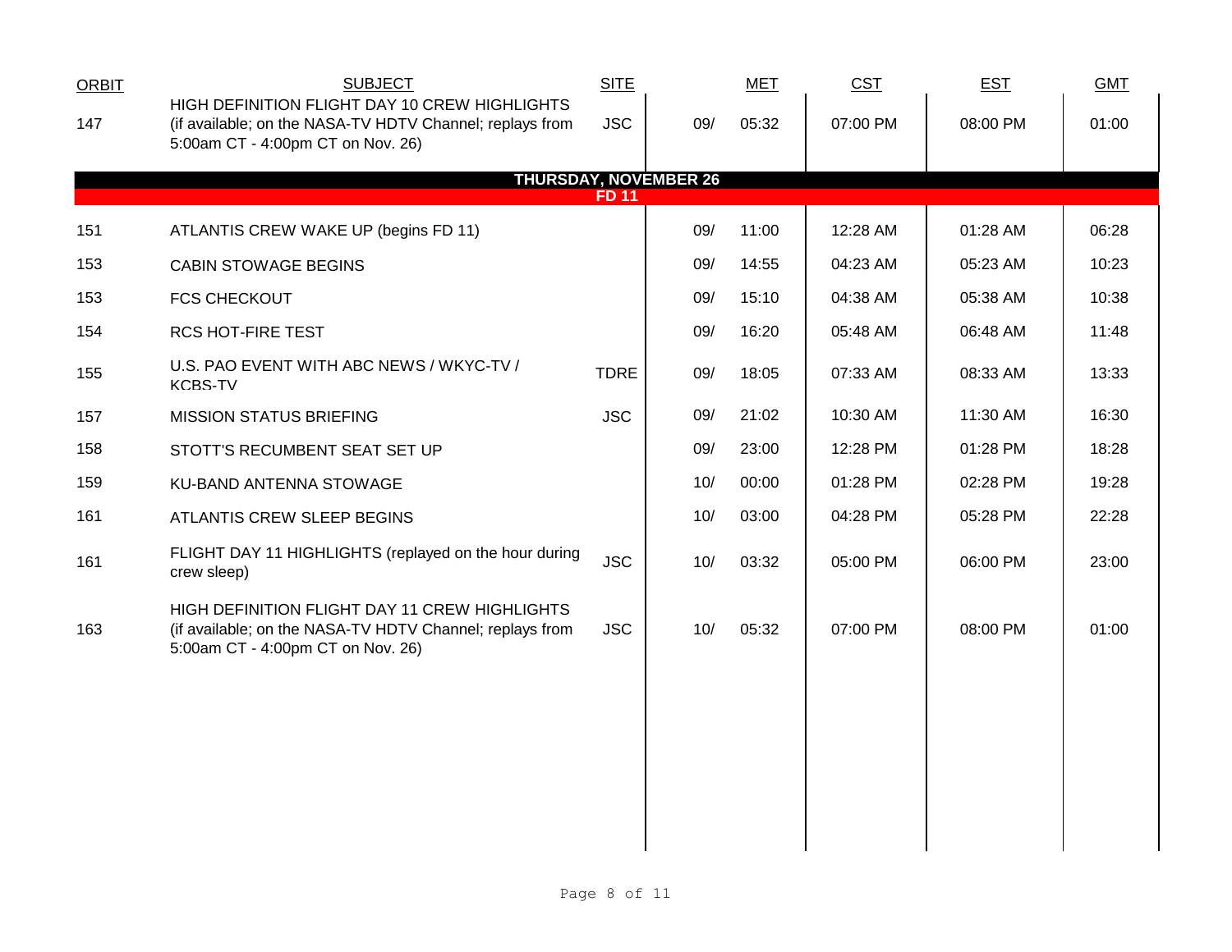| ORBIT | SUBJECT | SITE | MET | | CST | EST | GMT |
|---|---|---|---|---|---|---|---|
| 147 | HIGH DEFINITION FLIGHT DAY 10 CREW HIGHLIGHTS (if available; on the NASA-TV HDTV Channel; replays from 5:00am CT - 4:00pm CT on Nov. 26) | JSC | 09/ | 05:32 | 07:00 PM | 08:00 PM | 01:00 |
| | **THURSDAY, NOVEMBER 26** | | | | | | |
| | **FD 11** | | | | | | |
| 151 | ATLANTIS CREW WAKE UP (begins FD 11) | | 09/ | 11:00 | 12:28 AM | 01:28 AM | 06:28 |
| 153 | CABIN STOWAGE BEGINS | | 09/ | 14:55 | 04:23 AM | 05:23 AM | 10:23 |
| 153 | FCS CHECKOUT | | 09/ | 15:10 | 04:38 AM | 05:38 AM | 10:38 |
| 154 | RCS HOT-FIRE TEST | | 09/ | 16:20 | 05:48 AM | 06:48 AM | 11:48 |
| 155 | U.S. PAO EVENT WITH ABC NEWS / WKYC-TV / KCBS-TV | TDRE | 09/ | 18:05 | 07:33 AM | 08:33 AM | 13:33 |
| 157 | MISSION STATUS BRIEFING | JSC | 09/ | 21:02 | 10:30 AM | 11:30 AM | 16:30 |
| 158 | STOTT'S RECUMBENT SEAT SET UP | | 09/ | 23:00 | 12:28 PM | 01:28 PM | 18:28 |
| 159 | KU-BAND ANTENNA STOWAGE | | 10/ | 00:00 | 01:28 PM | 02:28 PM | 19:28 |
| 161 | ATLANTIS CREW SLEEP BEGINS | | 10/ | 03:00 | 04:28 PM | 05:28 PM | 22:28 |
| 161 | FLIGHT DAY 11 HIGHLIGHTS (replayed on the hour during crew sleep) | JSC | 10/ | 03:32 | 05:00 PM | 06:00 PM | 23:00 |
| 163 | HIGH DEFINITION FLIGHT DAY 11 CREW HIGHLIGHTS (if available; on the NASA-TV HDTV Channel; replays from 5:00am CT - 4:00pm CT on Nov. 26) | JSC | 10/ | 05:32 | 07:00 PM | 08:00 PM | 01:00 |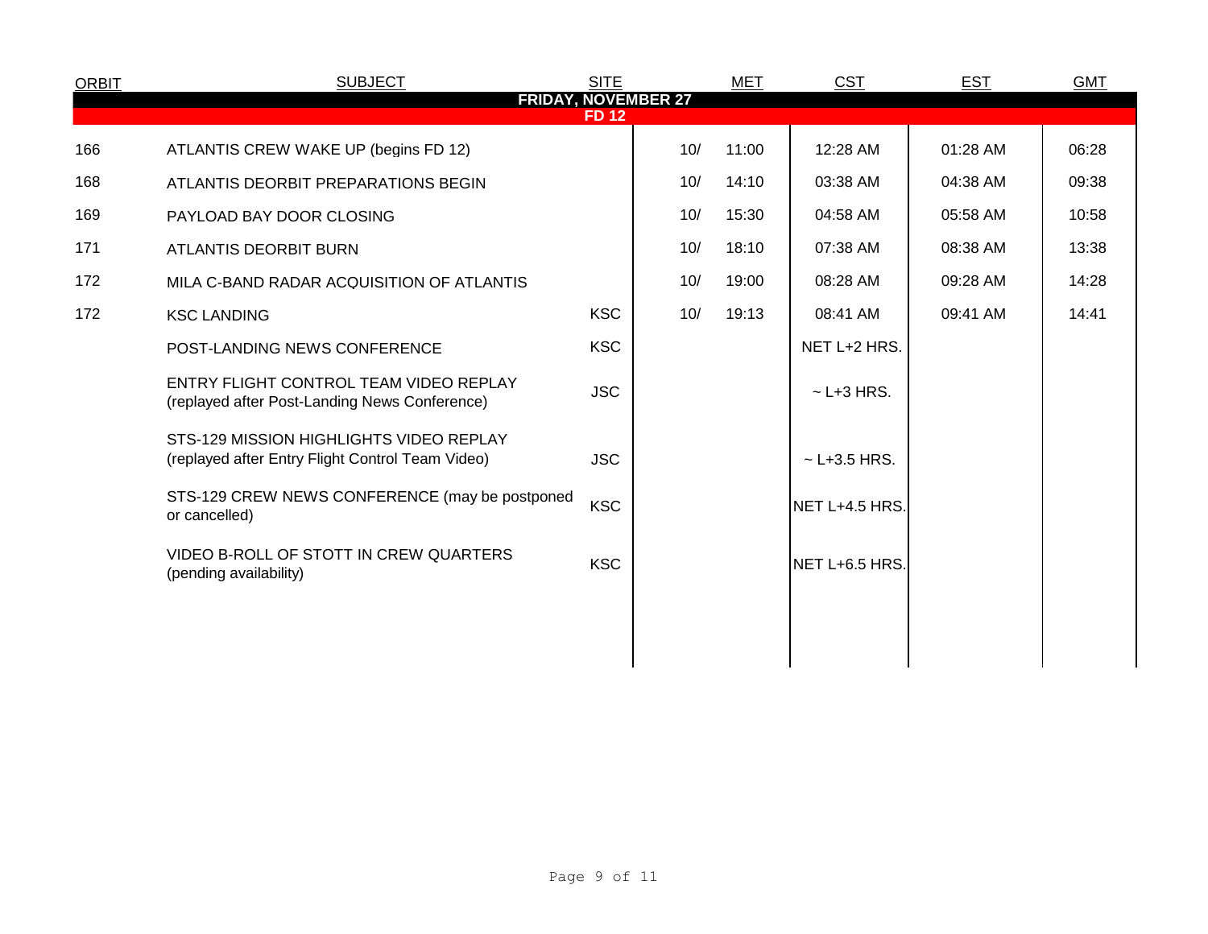| ORBIT | SUBJECT | SITE | MET | | CST | EST | GMT |
|---|---|---|---|---|---|---|---|
| **FRIDAY, NOVEMBER 27** | | | | | | | |
| **FD 12** | | | | | | | |
| 166 | ATLANTIS CREW WAKE UP (begins FD 12) | | 10/ | 11:00 | 12:28 AM | 01:28 AM | 06:28 |
| 168 | ATLANTIS DEORBIT PREPARATIONS BEGIN | | 10/ | 14:10 | 03:38 AM | 04:38 AM | 09:38 |
| 169 | PAYLOAD BAY DOOR CLOSING | | 10/ | 15:30 | 04:58 AM | 05:58 AM | 10:58 |
| 171 | ATLANTIS DEORBIT BURN | | 10/ | 18:10 | 07:38 AM | 08:38 AM | 13:38 |
| 172 | MILA C-BAND RADAR ACQUISITION OF ATLANTIS | | 10/ | 19:00 | 08:28 AM | 09:28 AM | 14:28 |
| 172 | KSC LANDING | KSC | 10/ | 19:13 | 08:41 AM | 09:41 AM | 14:41 |
| | POST-LANDING NEWS CONFERENCE | KSC | | | NET L+2 HRS. | | |
| | ENTRY FLIGHT CONTROL TEAM VIDEO REPLAY (replayed after Post-Landing News Conference) | JSC | | | ~ L+3 HRS. | | |
| | STS-129 MISSION HIGHLIGHTS VIDEO REPLAY (replayed after Entry Flight Control Team Video) | JSC | | | ~ L+3.5 HRS. | | |
| | STS-129 CREW NEWS CONFERENCE (may be postponed or cancelled) | KSC | | | NET L+4.5 HRS. | | |
| | VIDEO B-ROLL OF STOTT IN CREW QUARTERS (pending availability) | KSC | | | NET L+6.5 HRS. | | |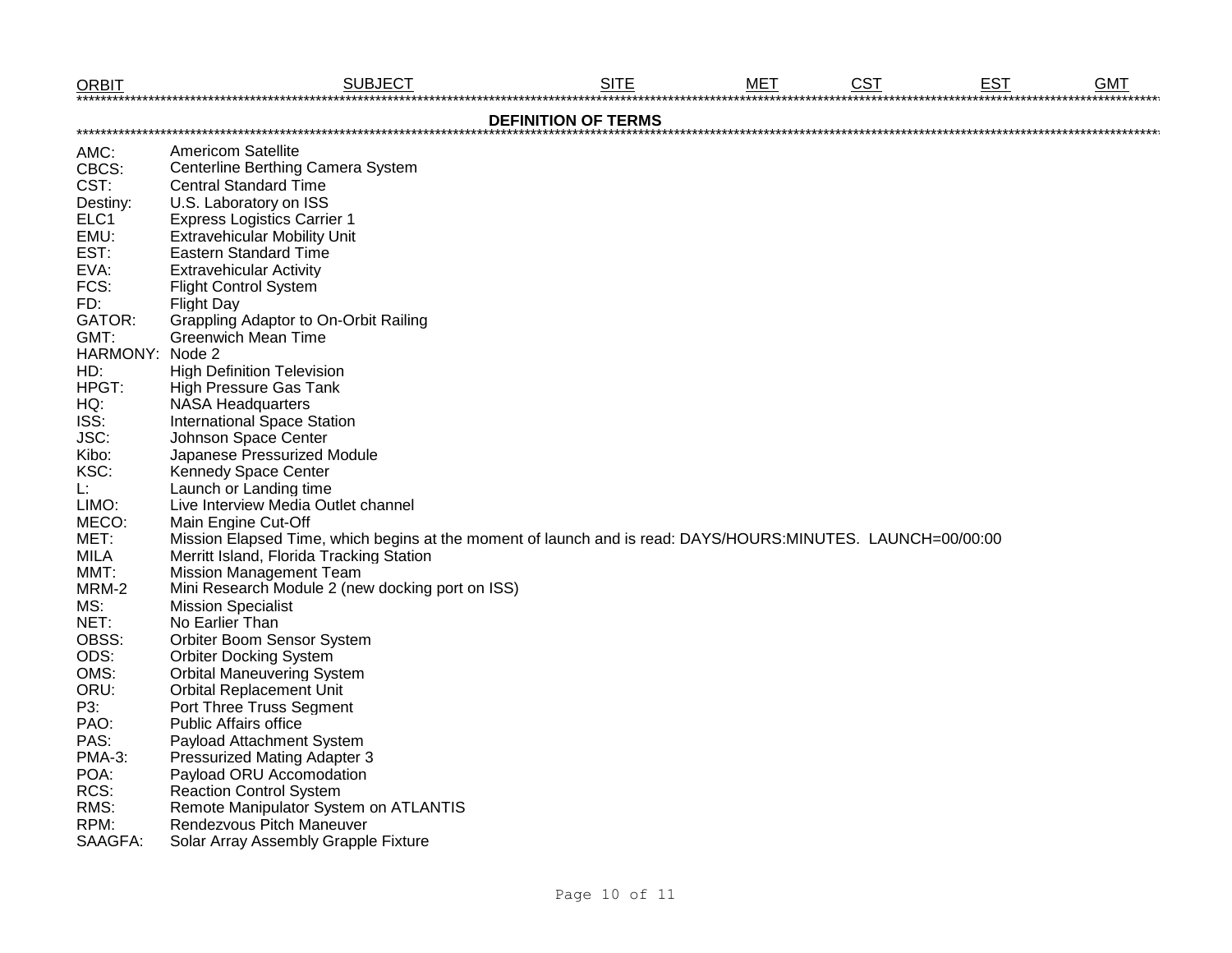| ORBIT | SUBJECT | SITE | MET | CST | EST | GMT |
|---|---|---|---|---|---|---|

## DEFINITION OF TERMS

| Term | Definition |
|---|---|
| AMC: | Americom Satellite |
| CBCS: | Centerline Berthing Camera System |
| CST: | Central Standard Time |
| Destiny: | U.S. Laboratory on ISS |
| ELC1 | Express Logistics Carrier 1 |
| EMU: | Extravehicular Mobility Unit |
| EST: | Eastern Standard Time |
| EVA: | Extravehicular Activity |
| FCS: | Flight Control System |
| FD: | Flight Day |
| GATOR: | Grappling Adaptor to On-Orbit Railing |
| GMT: | Greenwich Mean Time |
| HARMONY: | Node 2 |
| HD: | High Definition Television |
| HPGT: | High Pressure Gas Tank |
| HQ: | NASA Headquarters |
| ISS: | International Space Station |
| JSC: | Johnson Space Center |
| Kibo: | Japanese Pressurized Module |
| KSC: | Kennedy Space Center |
| L: | Launch or Landing time |
| LIMO: | Live Interview Media Outlet channel |
| MECO: | Main Engine Cut-Off |
| MET: | Mission Elapsed Time, which begins at the moment of launch and is read: DAYS/HOURS:MINUTES. LAUNCH=00/00:00 |
| MILA | Merritt Island, Florida Tracking Station |
| MMT: | Mission Management Team |
| MRM-2 | Mini Research Module 2 (new docking port on ISS) |
| MS: | Mission Specialist |
| NET: | No Earlier Than |
| OBSS: | Orbiter Boom Sensor System |
| ODS: | Orbiter Docking System |
| OMS: | Orbital Maneuvering System |
| ORU: | Orbital Replacement Unit |
| P3: | Port Three Truss Segment |
| PAO: | Public Affairs office |
| PAS: | Payload Attachment System |
| PMA-3: | Pressurized Mating Adapter 3 |
| POA: | Payload ORU Accomodation |
| RCS: | Reaction Control System |
| RMS: | Remote Manipulator System on ATLANTIS |
| RPM: | Rendezvous Pitch Maneuver |
| SAAGFA: | Solar Array Assembly Grapple Fixture |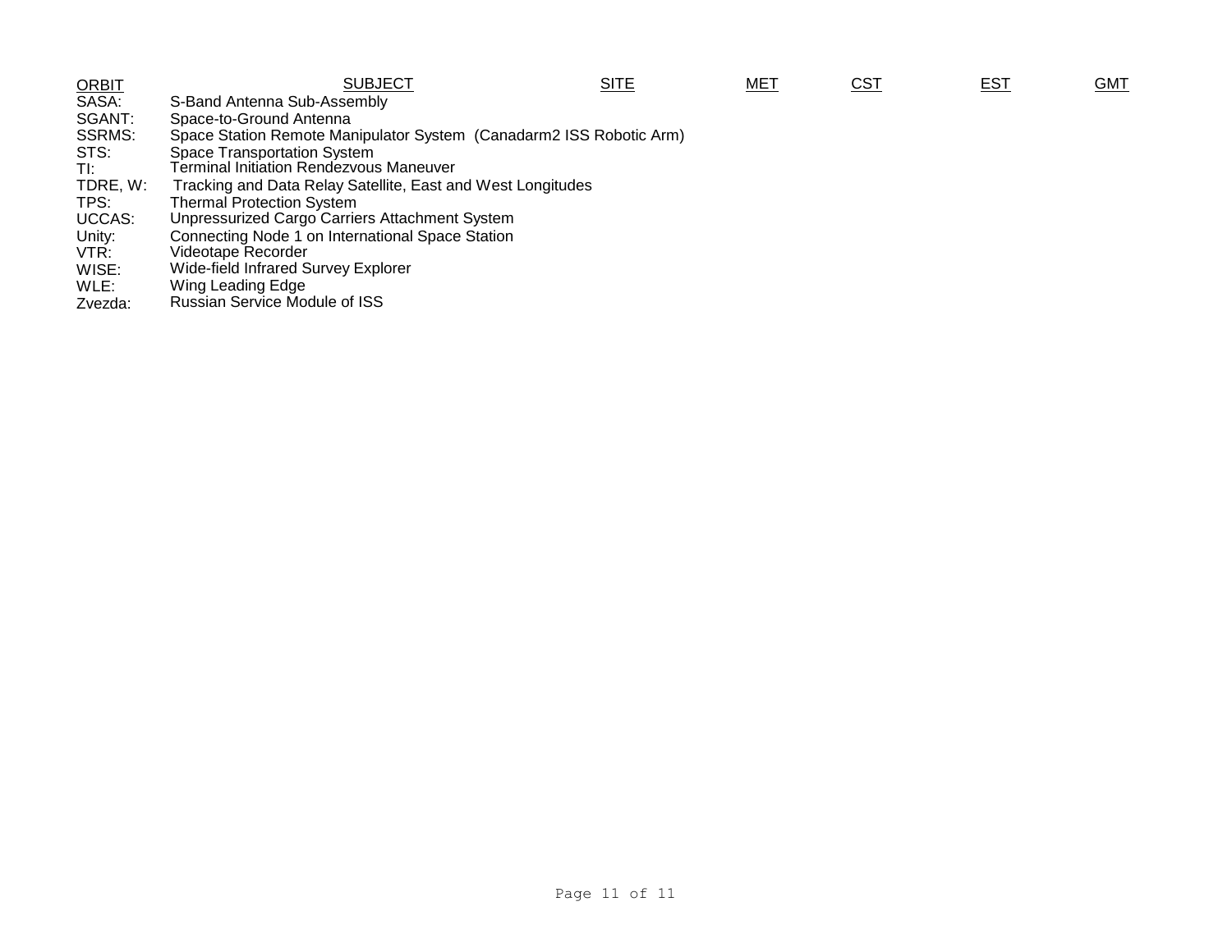| ORBIT | SUBJECT | SITE | MET | CST | EST | GMT |
|---|---|---|---|---|---|---|

| | |
|---|---|
| SASA: | S-Band Antenna Sub-Assembly |
| SGANT: | Space-to-Ground Antenna |
| SSRMS: | Space Station Remote Manipulator System (Canadarm2 ISS Robotic Arm) |
| STS: | Space Transportation System |
| TI: | Terminal Initiation Rendezvous Maneuver |
| TDRE, W: | Tracking and Data Relay Satellite, East and West Longitudes |
| TPS: | Thermal Protection System |
| UCCAS: | Unpressurized Cargo Carriers Attachment System |
| Unity: | Connecting Node 1 on International Space Station |
| VTR: | Videotape Recorder |
| WISE: | Wide-field Infrared Survey Explorer |
| WLE: | Wing Leading Edge |
| Zvezda: | Russian Service Module of ISS |